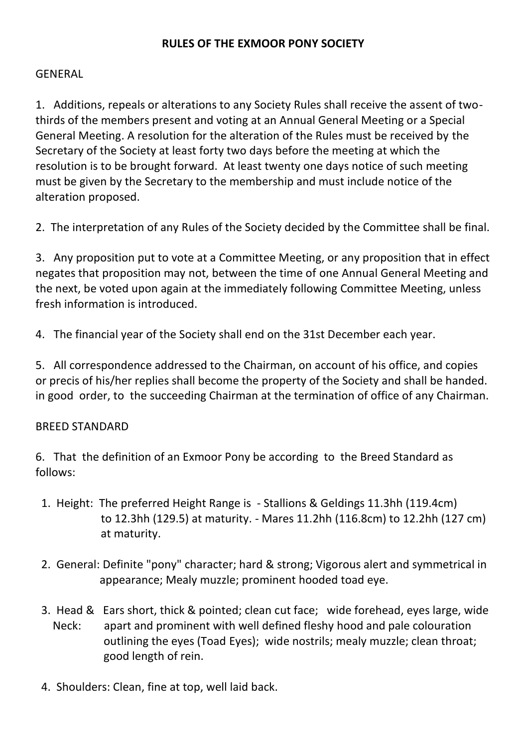# RULES OF THE EXMOOR PONY SOCIETY

## GENERAL

1. Additions, repeals or alterations to any Society Rules shall receive the assent of two-thirds of the members present and voting at an Annual General Meeting or a Special General Meeting. A resolution for the alteration of the Rules must be received by the Secretary of the Society at least forty two days before the meeting at which the resolution is to be brought forward. At least twenty one days notice of such meeting must be given by the Secretary to the membership and must include notice of the alteration proposed.

2. The interpretation of any Rules of the Society decided by the Committee shall be final.

3. Any proposition put to vote at a Committee Meeting, or any proposition that in effect negates that proposition may not, between the time of one Annual General Meeting and the next, be voted upon again at the immediately following Committee Meeting, unless fresh information is introduced.

4. The financial year of the Society shall end on the 31st December each year.

5. All correspondence addressed to the Chairman, on account of his office, and copies or precis of his/her replies shall become the property of the Society and shall be handed. in good order, to the succeeding Chairman at the termination of office of any Chairman.

## BREED STANDARD

6. That the definition of an Exmoor Pony be according to the Breed Standard as follows:

   1. Height: The preferred Height Range is - Stallions & Geldings 11.3hh (119.4cm) to 12.3hh (129.5) at maturity. - Mares 11.2hh (116.8cm) to 12.2hh (127 cm) at maturity.

   2. General: Definite "pony" character; hard & strong; Vigorous alert and symmetrical in appearance; Mealy muzzle; prominent hooded toad eye.

   3. Head & Neck: Ears short, thick & pointed; clean cut face; wide forehead, eyes large, wide apart and prominent with well defined fleshy hood and pale colouration outlining the eyes (Toad Eyes); wide nostrils; mealy muzzle; clean throat; good length of rein.

   4. Shoulders: Clean, fine at top, well laid back.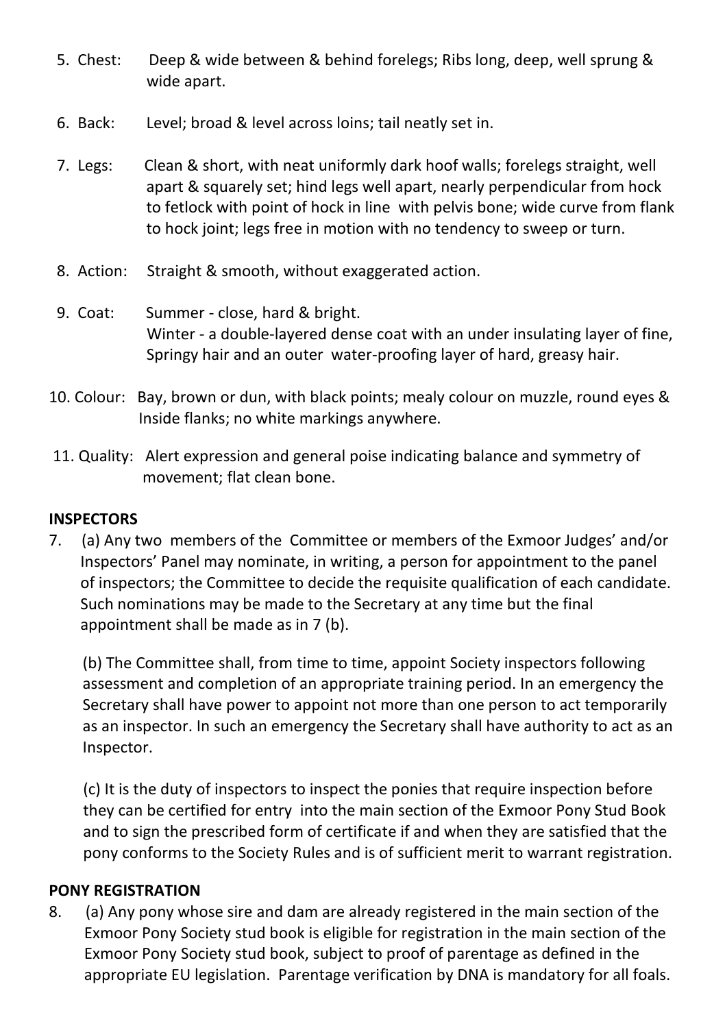5. Chest: Deep & wide between & behind forelegs; Ribs long, deep, well sprung & wide apart.

6. Back: Level; broad & level across loins; tail neatly set in.

7. Legs: Clean & short, with neat uniformly dark hoof walls; forelegs straight, well apart & squarely set; hind legs well apart, nearly perpendicular from hock to fetlock with point of hock in line with pelvis bone; wide curve from flank to hock joint; legs free in motion with no tendency to sweep or turn.

8. Action: Straight & smooth, without exaggerated action.

9. Coat: Summer - close, hard & bright.
   Winter - a double-layered dense coat with an under insulating layer of fine, Springy hair and an outer water-proofing layer of hard, greasy hair.

10. Colour: Bay, brown or dun, with black points; mealy colour on muzzle, round eyes & Inside flanks; no white markings anywhere.

11. Quality: Alert expression and general poise indicating balance and symmetry of movement; flat clean bone.

## INSPECTORS

7. (a) Any two members of the Committee or members of the Exmoor Judges' and/or Inspectors' Panel may nominate, in writing, a person for appointment to the panel of inspectors; the Committee to decide the requisite qualification of each candidate. Such nominations may be made to the Secretary at any time but the final appointment shall be made as in 7 (b).

   (b) The Committee shall, from time to time, appoint Society inspectors following assessment and completion of an appropriate training period. In an emergency the Secretary shall have power to appoint not more than one person to act temporarily as an inspector. In such an emergency the Secretary shall have authority to act as an Inspector.

   (c) It is the duty of inspectors to inspect the ponies that require inspection before they can be certified for entry into the main section of the Exmoor Pony Stud Book and to sign the prescribed form of certificate if and when they are satisfied that the pony conforms to the Society Rules and is of sufficient merit to warrant registration.

## PONY REGISTRATION

8. (a) Any pony whose sire and dam are already registered in the main section of the Exmoor Pony Society stud book is eligible for registration in the main section of the Exmoor Pony Society stud book, subject to proof of parentage as defined in the appropriate EU legislation. Parentage verification by DNA is mandatory for all foals.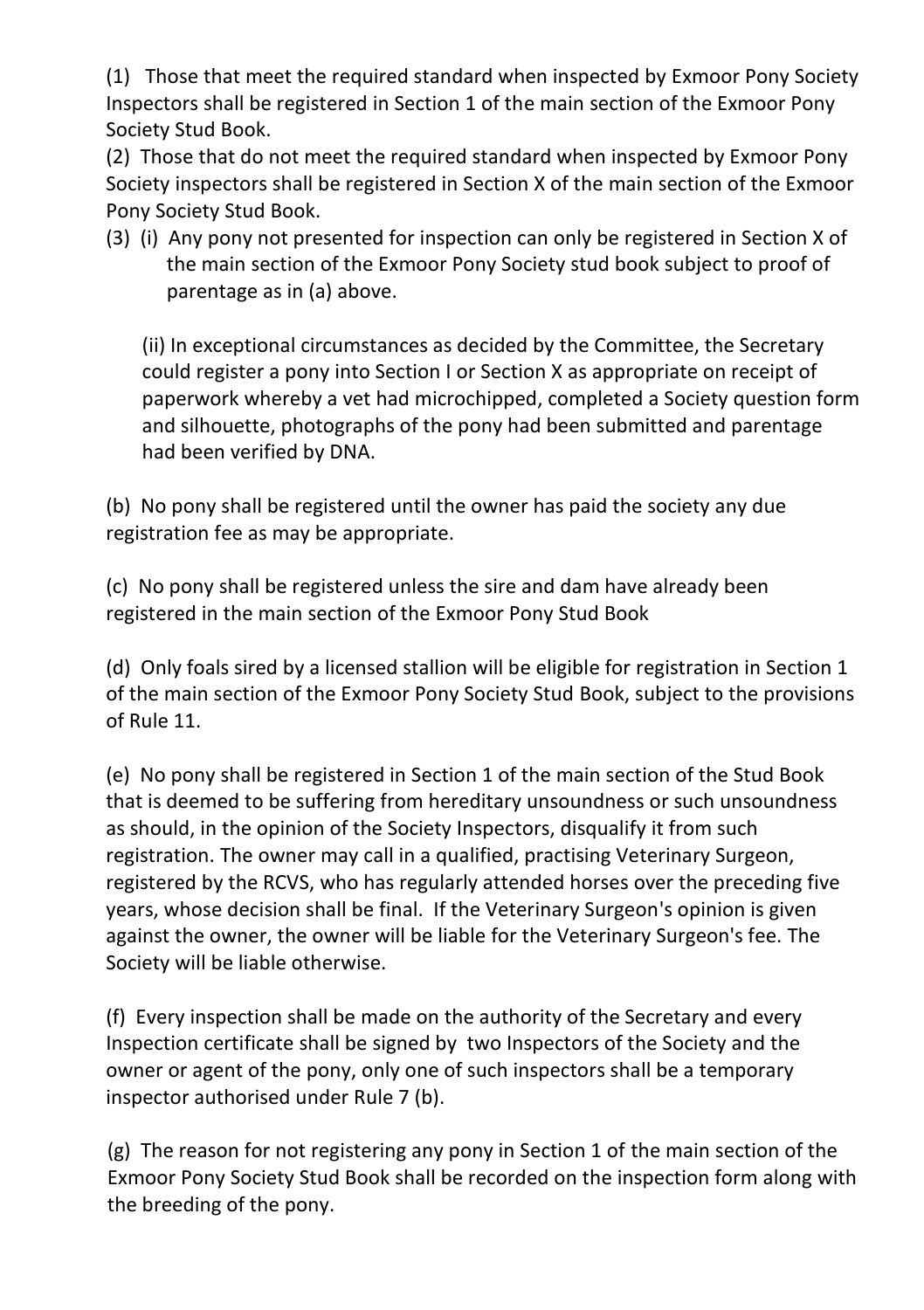(1) Those that meet the required standard when inspected by Exmoor Pony Society Inspectors shall be registered in Section 1 of the main section of the Exmoor Pony Society Stud Book.

(2) Those that do not meet the required standard when inspected by Exmoor Pony Society inspectors shall be registered in Section X of the main section of the Exmoor Pony Society Stud Book.

(3) (i) Any pony not presented for inspection can only be registered in Section X of the main section of the Exmoor Pony Society stud book subject to proof of parentage as in (a) above.

(ii) In exceptional circumstances as decided by the Committee, the Secretary could register a pony into Section I or Section X as appropriate on receipt of paperwork whereby a vet had microchipped, completed a Society question form and silhouette, photographs of the pony had been submitted and parentage had been verified by DNA.

(b) No pony shall be registered until the owner has paid the society any due registration fee as may be appropriate.

(c) No pony shall be registered unless the sire and dam have already been registered in the main section of the Exmoor Pony Stud Book

(d) Only foals sired by a licensed stallion will be eligible for registration in Section 1 of the main section of the Exmoor Pony Society Stud Book, subject to the provisions of Rule 11.

(e) No pony shall be registered in Section 1 of the main section of the Stud Book that is deemed to be suffering from hereditary unsoundness or such unsoundness as should, in the opinion of the Society Inspectors, disqualify it from such registration. The owner may call in a qualified, practising Veterinary Surgeon, registered by the RCVS, who has regularly attended horses over the preceding five years, whose decision shall be final. If the Veterinary Surgeon's opinion is given against the owner, the owner will be liable for the Veterinary Surgeon's fee. The Society will be liable otherwise.

(f) Every inspection shall be made on the authority of the Secretary and every Inspection certificate shall be signed by two Inspectors of the Society and the owner or agent of the pony, only one of such inspectors shall be a temporary inspector authorised under Rule 7 (b).

(g) The reason for not registering any pony in Section 1 of the main section of the Exmoor Pony Society Stud Book shall be recorded on the inspection form along with the breeding of the pony.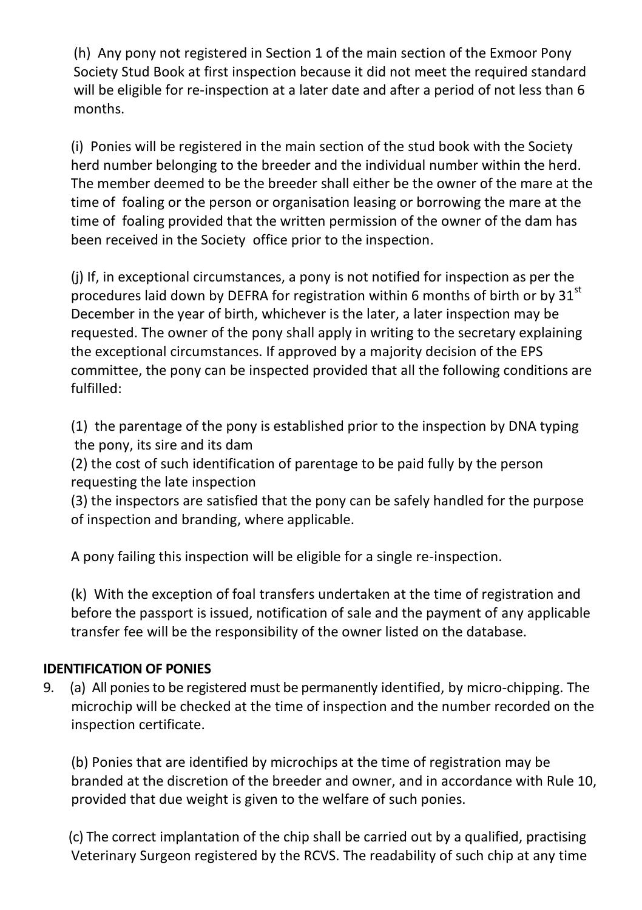(h) Any pony not registered in Section 1 of the main section of the Exmoor Pony Society Stud Book at first inspection because it did not meet the required standard will be eligible for re-inspection at a later date and after a period of not less than 6 months.

(i) Ponies will be registered in the main section of the stud book with the Society herd number belonging to the breeder and the individual number within the herd. The member deemed to be the breeder shall either be the owner of the mare at the time of foaling or the person or organisation leasing or borrowing the mare at the time of foaling provided that the written permission of the owner of the dam has been received in the Society office prior to the inspection.

(j) If, in exceptional circumstances, a pony is not notified for inspection as per the procedures laid down by DEFRA for registration within 6 months of birth or by 31st December in the year of birth, whichever is the later, a later inspection may be requested. The owner of the pony shall apply in writing to the secretary explaining the exceptional circumstances. If approved by a majority decision of the EPS committee, the pony can be inspected provided that all the following conditions are fulfilled:

(1) the parentage of the pony is established prior to the inspection by DNA typing the pony, its sire and its dam
(2) the cost of such identification of parentage to be paid fully by the person requesting the late inspection
(3) the inspectors are satisfied that the pony can be safely handled for the purpose of inspection and branding, where applicable.

A pony failing this inspection will be eligible for a single re-inspection.

(k) With the exception of foal transfers undertaken at the time of registration and before the passport is issued, notification of sale and the payment of any applicable transfer fee will be the responsibility of the owner listed on the database.

**IDENTIFICATION OF PONIES**

9. (a) All ponies to be registered must be permanently identified, by micro-chipping. The microchip will be checked at the time of inspection and the number recorded on the inspection certificate.

(b) Ponies that are identified by microchips at the time of registration may be branded at the discretion of the breeder and owner, and in accordance with Rule 10, provided that due weight is given to the welfare of such ponies.

(c) The correct implantation of the chip shall be carried out by a qualified, practising Veterinary Surgeon registered by the RCVS. The readability of such chip at any time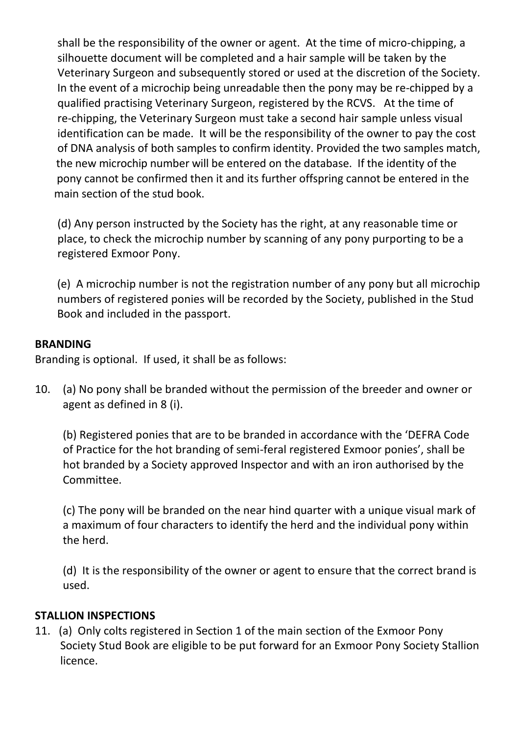shall be the responsibility of the owner or agent. At the time of micro-chipping, a silhouette document will be completed and a hair sample will be taken by the Veterinary Surgeon and subsequently stored or used at the discretion of the Society. In the event of a microchip being unreadable then the pony may be re-chipped by a qualified practising Veterinary Surgeon, registered by the RCVS. At the time of re-chipping, the Veterinary Surgeon must take a second hair sample unless visual identification can be made. It will be the responsibility of the owner to pay the cost of DNA analysis of both samples to confirm identity. Provided the two samples match, the new microchip number will be entered on the database. If the identity of the pony cannot be confirmed then it and its further offspring cannot be entered in the main section of the stud book.

(d) Any person instructed by the Society has the right, at any reasonable time or place, to check the microchip number by scanning of any pony purporting to be a registered Exmoor Pony.

(e) A microchip number is not the registration number of any pony but all microchip numbers of registered ponies will be recorded by the Society, published in the Stud Book and included in the passport.

**BRANDING**

Branding is optional. If used, it shall be as follows:

10. (a) No pony shall be branded without the permission of the breeder and owner or agent as defined in 8 (i).

    (b) Registered ponies that are to be branded in accordance with the 'DEFRA Code of Practice for the hot branding of semi-feral registered Exmoor ponies', shall be hot branded by a Society approved Inspector and with an iron authorised by the Committee.

    (c) The pony will be branded on the near hind quarter with a unique visual mark of a maximum of four characters to identify the herd and the individual pony within the herd.

    (d) It is the responsibility of the owner or agent to ensure that the correct brand is used.

**STALLION INSPECTIONS**

11. (a) Only colts registered in Section 1 of the main section of the Exmoor Pony Society Stud Book are eligible to be put forward for an Exmoor Pony Society Stallion licence.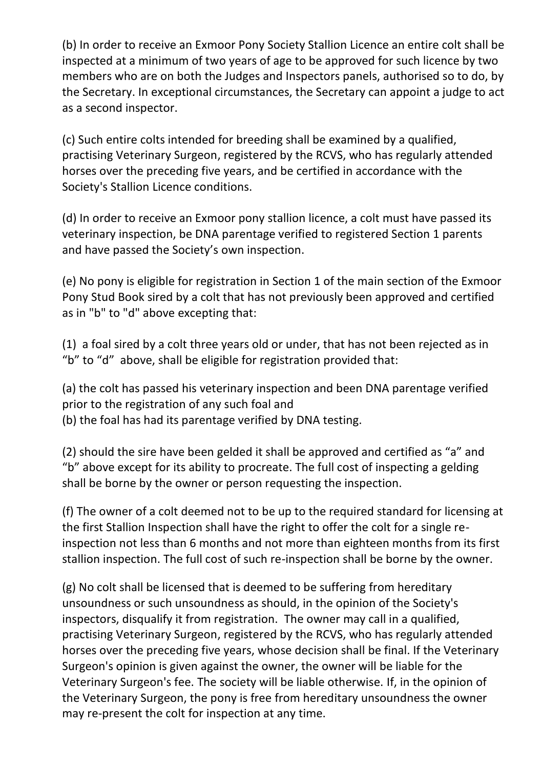(b) In order to receive an Exmoor Pony Society Stallion Licence an entire colt shall be inspected at a minimum of two years of age to be approved for such licence by two members who are on both the Judges and Inspectors panels, authorised so to do, by the Secretary. In exceptional circumstances, the Secretary can appoint a judge to act as a second inspector.

(c) Such entire colts intended for breeding shall be examined by a qualified, practising Veterinary Surgeon, registered by the RCVS, who has regularly attended horses over the preceding five years, and be certified in accordance with the Society's Stallion Licence conditions.

(d) In order to receive an Exmoor pony stallion licence, a colt must have passed its veterinary inspection, be DNA parentage verified to registered Section 1 parents and have passed the Society's own inspection.

(e) No pony is eligible for registration in Section 1 of the main section of the Exmoor Pony Stud Book sired by a colt that has not previously been approved and certified as in "b" to "d" above excepting that:

(1) a foal sired by a colt three years old or under, that has not been rejected as in "b" to "d" above, shall be eligible for registration provided that:

(a) the colt has passed his veterinary inspection and been DNA parentage verified prior to the registration of any such foal and
(b) the foal has had its parentage verified by DNA testing.

(2) should the sire have been gelded it shall be approved and certified as "a" and "b" above except for its ability to procreate. The full cost of inspecting a gelding shall be borne by the owner or person requesting the inspection.

(f) The owner of a colt deemed not to be up to the required standard for licensing at the first Stallion Inspection shall have the right to offer the colt for a single re-inspection not less than 6 months and not more than eighteen months from its first stallion inspection. The full cost of such re-inspection shall be borne by the owner.

(g) No colt shall be licensed that is deemed to be suffering from hereditary unsoundness or such unsoundness as should, in the opinion of the Society's inspectors, disqualify it from registration. The owner may call in a qualified, practising Veterinary Surgeon, registered by the RCVS, who has regularly attended horses over the preceding five years, whose decision shall be final. If the Veterinary Surgeon's opinion is given against the owner, the owner will be liable for the Veterinary Surgeon's fee. The society will be liable otherwise. If, in the opinion of the Veterinary Surgeon, the pony is free from hereditary unsoundness the owner may re-present the colt for inspection at any time.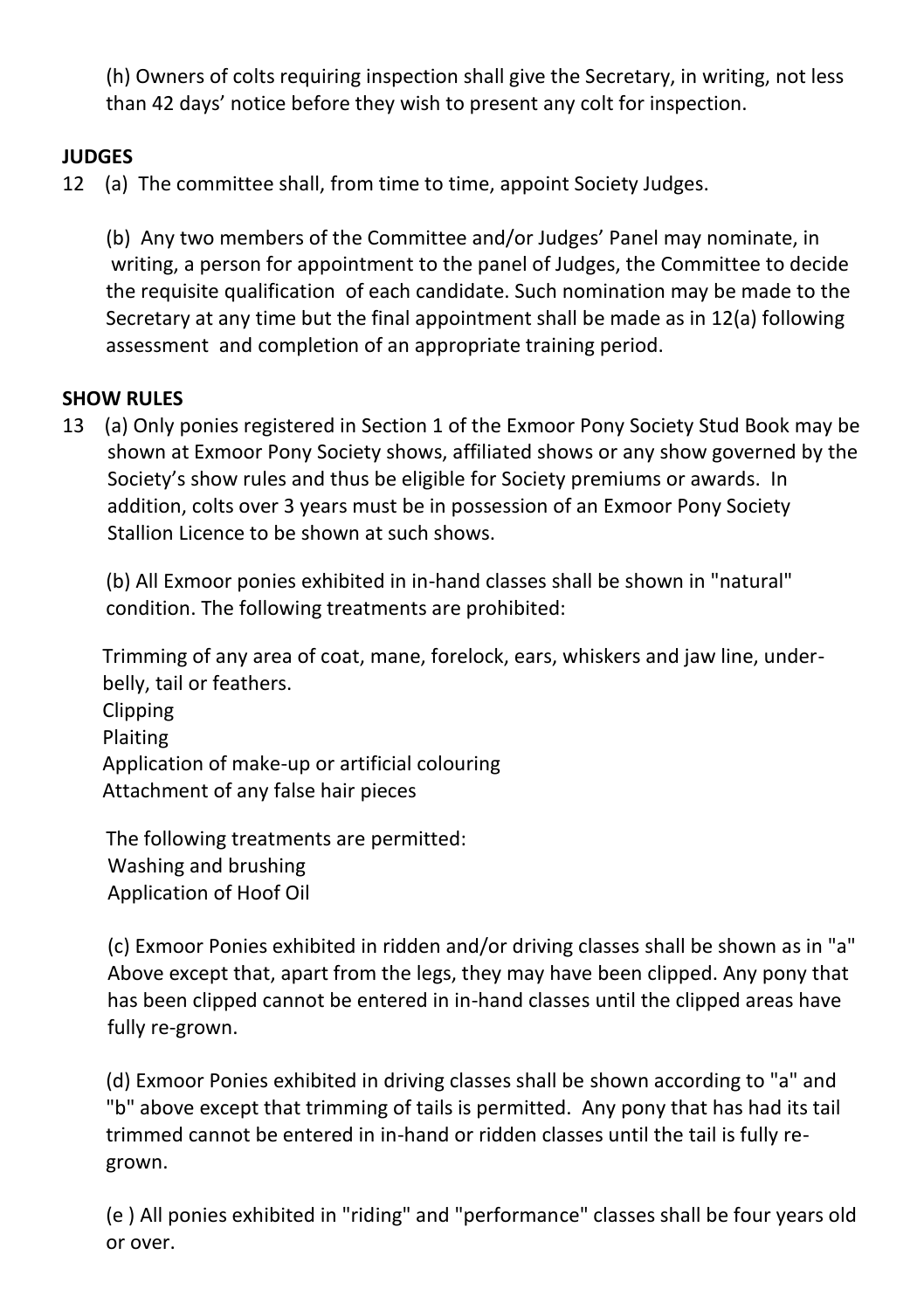(h) Owners of colts requiring inspection shall give the Secretary, in writing, not less than 42 days' notice before they wish to present any colt for inspection.

**JUDGES**

12 (a) The committee shall, from time to time, appoint Society Judges.

(b) Any two members of the Committee and/or Judges' Panel may nominate, in writing, a person for appointment to the panel of Judges, the Committee to decide the requisite qualification of each candidate. Such nomination may be made to the Secretary at any time but the final appointment shall be made as in 12(a) following assessment and completion of an appropriate training period.

**SHOW RULES**

13 (a) Only ponies registered in Section 1 of the Exmoor Pony Society Stud Book may be shown at Exmoor Pony Society shows, affiliated shows or any show governed by the Society's show rules and thus be eligible for Society premiums or awards. In addition, colts over 3 years must be in possession of an Exmoor Pony Society Stallion Licence to be shown at such shows.

(b) All Exmoor ponies exhibited in in-hand classes shall be shown in "natural" condition. The following treatments are prohibited:

Trimming of any area of coat, mane, forelock, ears, whiskers and jaw line, under-belly, tail or feathers.
Clipping
Plaiting
Application of make-up or artificial colouring
Attachment of any false hair pieces

The following treatments are permitted:
Washing and brushing
Application of Hoof Oil

(c) Exmoor Ponies exhibited in ridden and/or driving classes shall be shown as in "a" Above except that, apart from the legs, they may have been clipped. Any pony that has been clipped cannot be entered in in-hand classes until the clipped areas have fully re-grown.

(d) Exmoor Ponies exhibited in driving classes shall be shown according to "a" and "b" above except that trimming of tails is permitted. Any pony that has had its tail trimmed cannot be entered in in-hand or ridden classes until the tail is fully re-grown.

(e ) All ponies exhibited in "riding" and "performance" classes shall be four years old or over.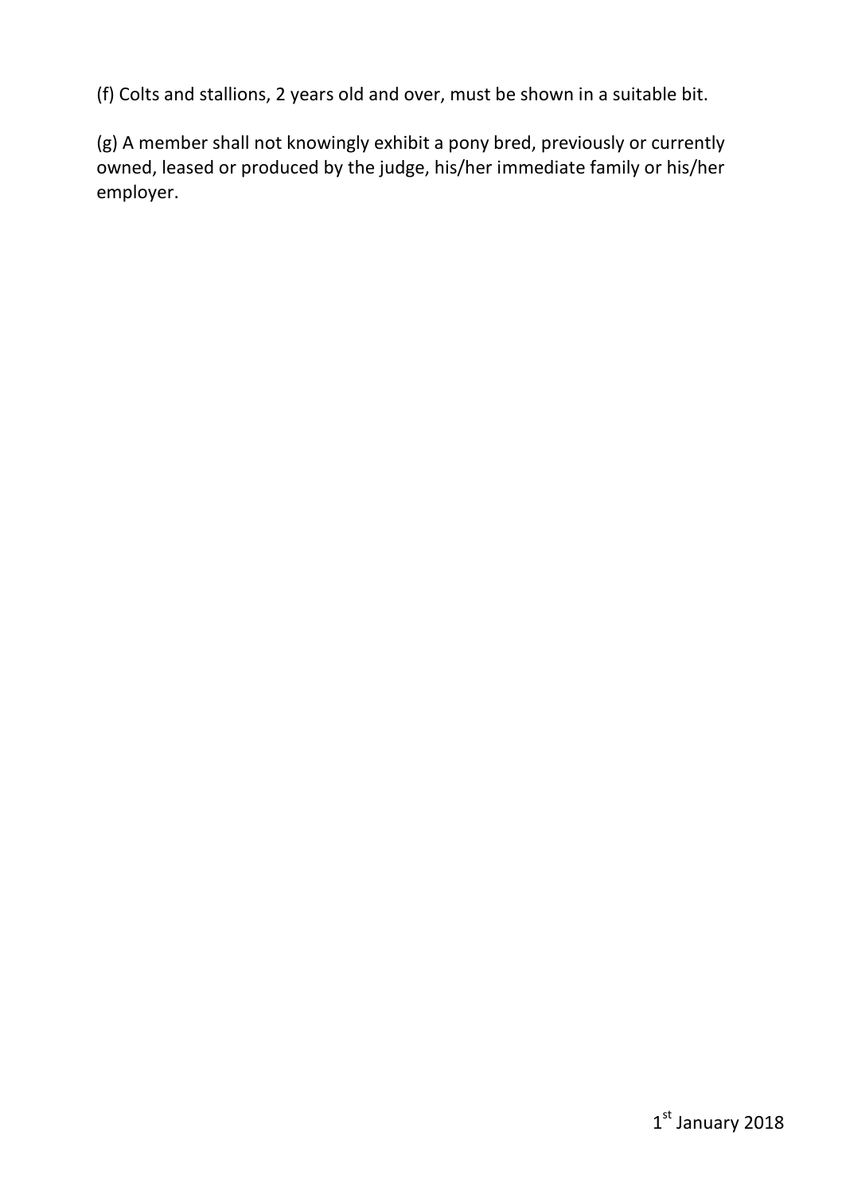(f) Colts and stallions, 2 years old and over, must be shown in a suitable bit.

(g) A member shall not knowingly exhibit a pony bred, previously or currently owned, leased or produced by the judge, his/her immediate family or his/her employer.

1st January 2018